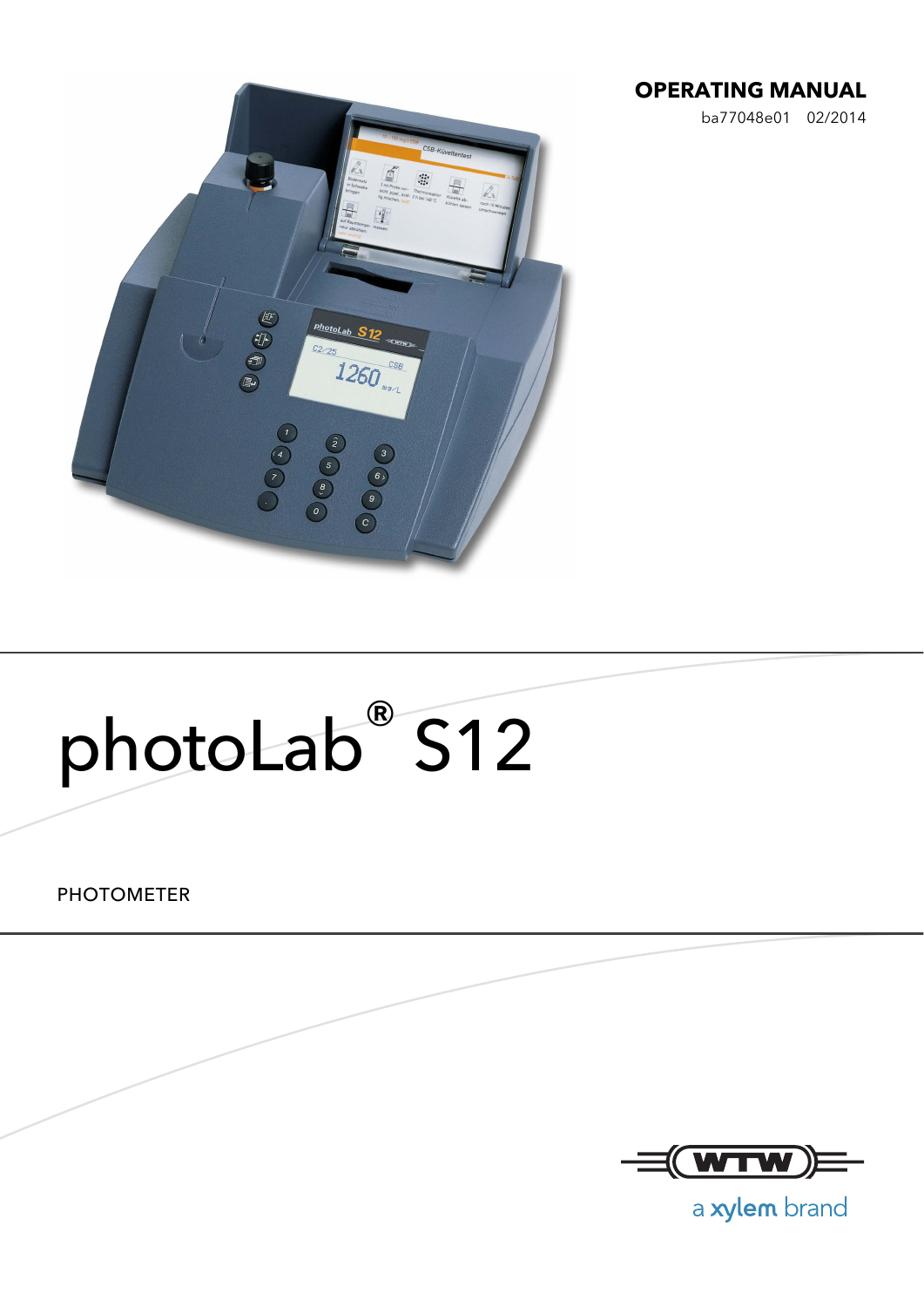**OPERATING MANUAL**

ba77048e01 02/2014

# photoLab® S12

PHOTOMETER

WTW

a xylem brand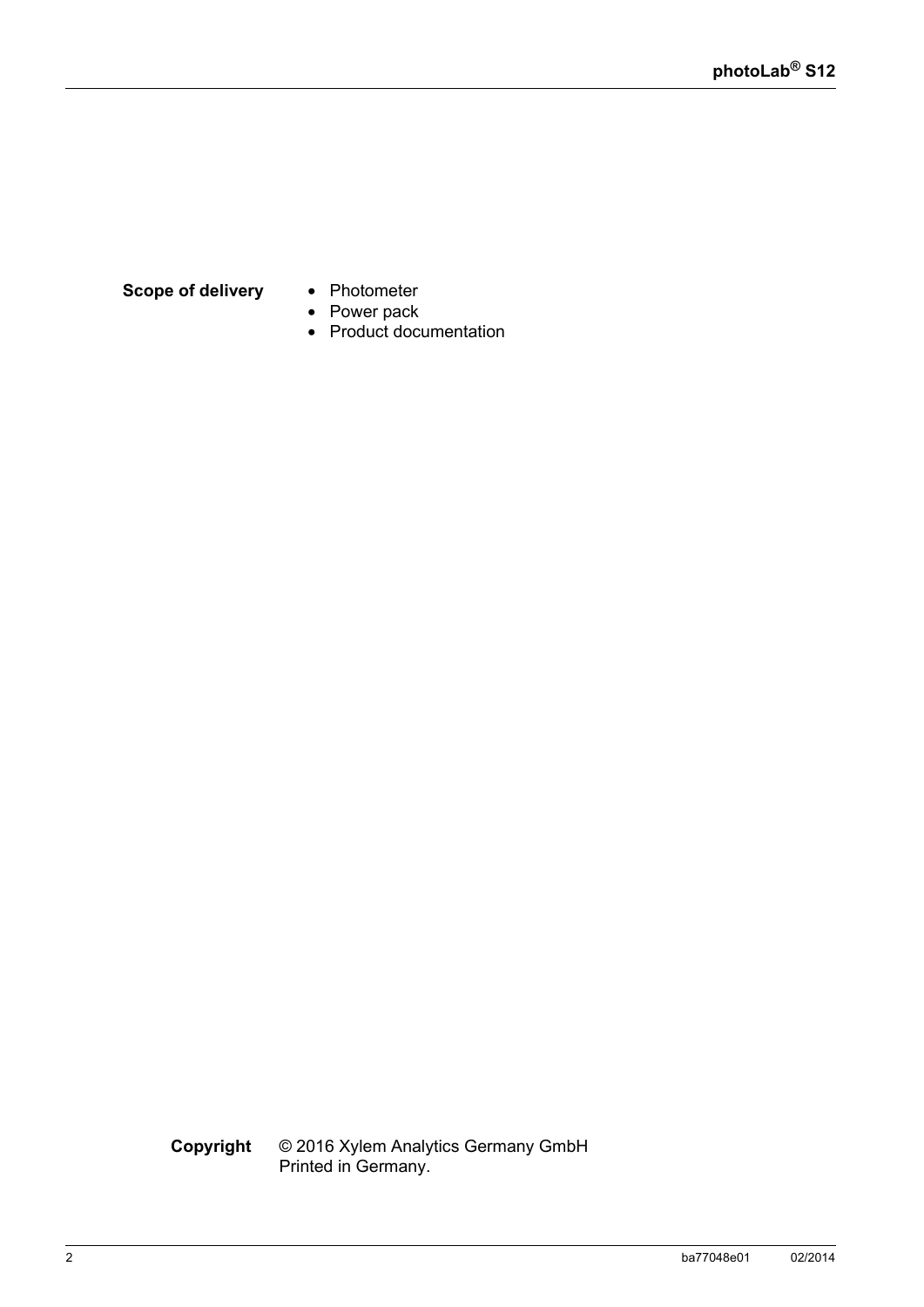**Scope of delivery**

- Photometer
- Power pack
- Product documentation

**Copyright** © 2016 Xylem Analytics Germany GmbH
Printed in Germany.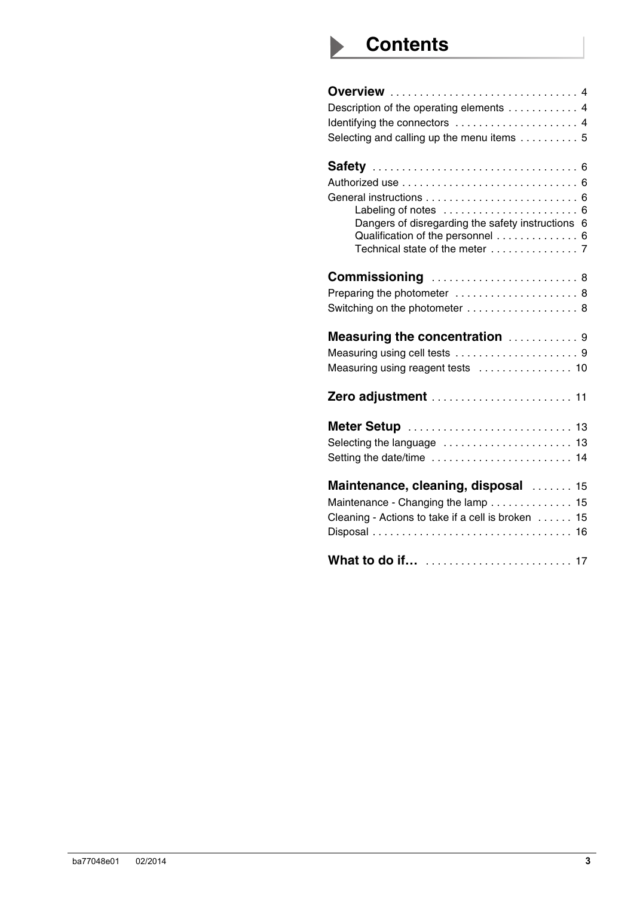# Contents

**Overview** . . . . . . . . . . . . . . . . . . . . . . . . . . . . . . . 4
Description of the operating elements . . . . . . . . . . . . 4
Identifying the connectors . . . . . . . . . . . . . . . . . . . . . 4
Selecting and calling up the menu items . . . . . . . . . . 5

**Safety** . . . . . . . . . . . . . . . . . . . . . . . . . . . . . . . . . . 6
Authorized use . . . . . . . . . . . . . . . . . . . . . . . . . . . . . 6
General instructions . . . . . . . . . . . . . . . . . . . . . . . . . . 6
- Labeling of notes . . . . . . . . . . . . . . . . . . . . . . 6
- Dangers of disregarding the safety instructions 6
- Qualification of the personnel . . . . . . . . . . . . . 6
- Technical state of the meter . . . . . . . . . . . . . . 7

**Commissioning** . . . . . . . . . . . . . . . . . . . . . . . . . 8
Preparing the photometer . . . . . . . . . . . . . . . . . . . . 8
Switching on the photometer . . . . . . . . . . . . . . . . . . 8

**Measuring the concentration** . . . . . . . . . . . . 9
Measuring using cell tests . . . . . . . . . . . . . . . . . . . . 9
Measuring using reagent tests . . . . . . . . . . . . . . . . 10

**Zero adjustment** . . . . . . . . . . . . . . . . . . . . . . . . 11

**Meter Setup** . . . . . . . . . . . . . . . . . . . . . . . . . . . 13
Selecting the language . . . . . . . . . . . . . . . . . . . . . 13
Setting the date/time . . . . . . . . . . . . . . . . . . . . . . . 14

**Maintenance, cleaning, disposal** . . . . . . . 15
Maintenance - Changing the lamp . . . . . . . . . . . . . 15
Cleaning - Actions to take if a cell is broken . . . . . . 15
Disposal . . . . . . . . . . . . . . . . . . . . . . . . . . . . . . . . . 16

**What to do if…** . . . . . . . . . . . . . . . . . . . . . . . . . 17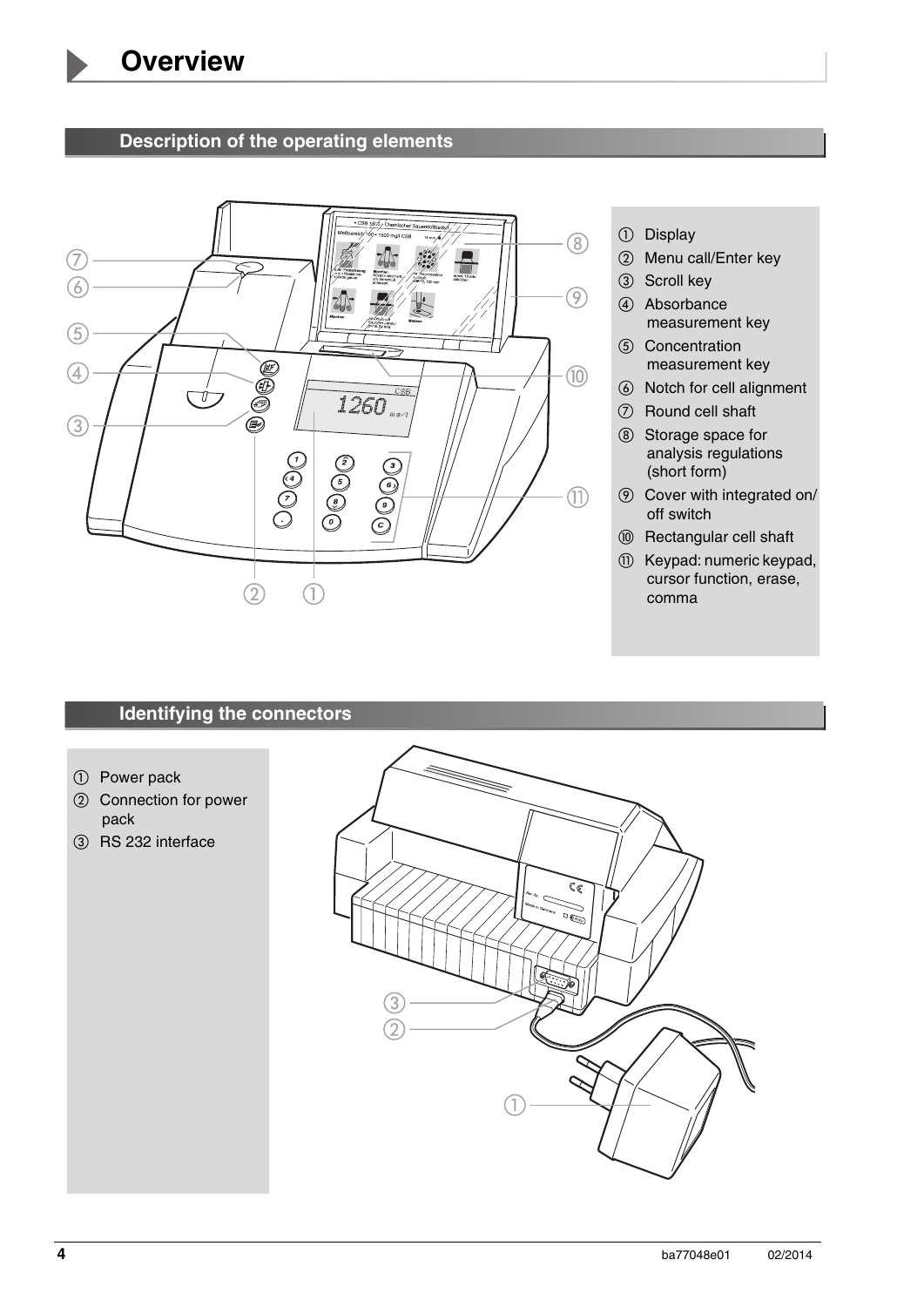# Overview

## Description of the operating elements

① Display
② Menu call/Enter key
③ Scroll key
④ Absorbance measurement key
⑤ Concentration measurement key
⑥ Notch for cell alignment
⑦ Round cell shaft
⑧ Storage space for analysis regulations (short form)
⑨ Cover with integrated on/off switch
⑩ Rectangular cell shaft
⑪ Keypad: numeric keypad, cursor function, erase, comma

## Identifying the connectors

① Power pack
② Connection for power pack
③ RS 232 interface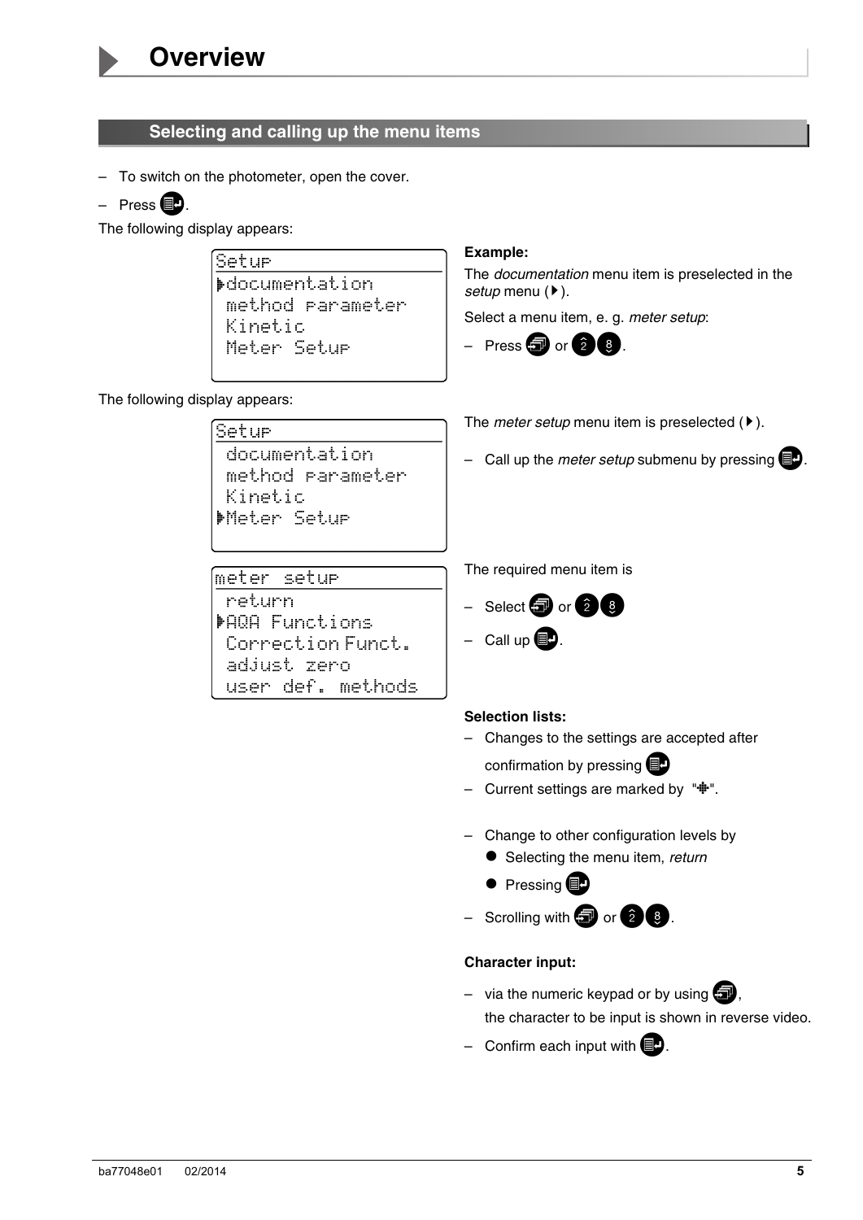# Overview

## Selecting and calling up the menu items

– To switch on the photometer, open the cover.

– Press [enter key].

The following display appears:

```
Setup
▶documentation
 method parameter
 Kinetic
 Meter Setup
```

**Example:**

The *documentation* menu item is preselected in the *setup* menu (▶).

Select a menu item, e. g. *meter setup*:

– Press [scroll key] or [2] [8].

The following display appears:

```
Setup
 documentation
 method parameter
 Kinetic
▶Meter Setup
```

The *meter setup* menu item is preselected (▶).

– Call up the *meter setup* submenu by pressing [enter key].

```
meter setup
 return
▶AQA Functions
 Correction Funct.
 adjust zero
 user def. methods
```

The required menu item is

– Select [scroll key] or [2] [8]

– Call up [enter key].

**Selection lists:**

– Changes to the settings are accepted after confirmation by pressing [enter key]

– Current settings are marked by "✱".

– Change to other configuration levels by
  - Selecting the menu item, *return*
  - Pressing [enter key]

– Scrolling with [scroll key] or [2] [8].

**Character input:**

– via the numeric keypad or by using [scroll key], the character to be input is shown in reverse video.

– Confirm each input with [enter key].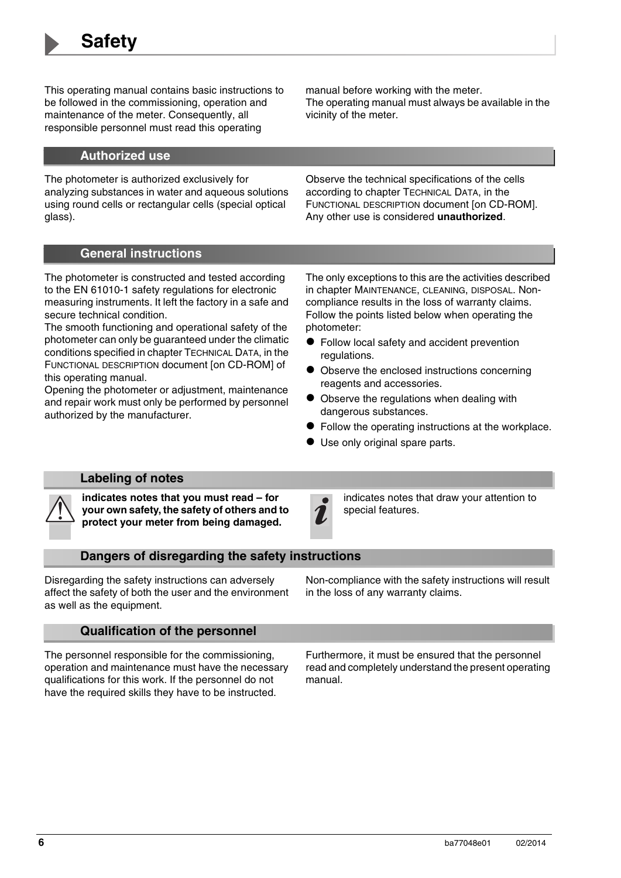# Safety

This operating manual contains basic instructions to be followed in the commissioning, operation and maintenance of the meter. Consequently, all responsible personnel must read this operating manual before working with the meter.
The operating manual must always be available in the vicinity of the meter.

## Authorized use

The photometer is authorized exclusively for analyzing substances in water and aqueous solutions using round cells or rectangular cells (special optical glass).

Observe the technical specifications of the cells according to chapter TECHNICAL DATA, in the FUNCTIONAL DESCRIPTION document [on CD-ROM]. Any other use is considered **unauthorized**.

## General instructions

The photometer is constructed and tested according to the EN 61010-1 safety regulations for electronic measuring instruments. It left the factory in a safe and secure technical condition.
The smooth functioning and operational safety of the photometer can only be guaranteed under the climatic conditions specified in chapter TECHNICAL DATA, in the FUNCTIONAL DESCRIPTION document [on CD-ROM] of this operating manual.
Opening the photometer or adjustment, maintenance and repair work must only be performed by personnel authorized by the manufacturer.

The only exceptions to this are the activities described in chapter MAINTENANCE, CLEANING, DISPOSAL. Non-compliance results in the loss of warranty claims.
Follow the points listed below when operating the photometer:

- Follow local safety and accident prevention regulations.
- Observe the enclosed instructions concerning reagents and accessories.
- Observe the regulations when dealing with dangerous substances.
- Follow the operating instructions at the workplace.
- Use only original spare parts.

## Labeling of notes

⚠ **indicates notes that you must read – for your own safety, the safety of others and to protect your meter from being damaged.**

ℹ indicates notes that draw your attention to special features.

## Dangers of disregarding the safety instructions

Disregarding the safety instructions can adversely affect the safety of both the user and the environment as well as the equipment.

Non-compliance with the safety instructions will result in the loss of any warranty claims.

## Qualification of the personnel

The personnel responsible for the commissioning, operation and maintenance must have the necessary qualifications for this work. If the personnel do not have the required skills they have to be instructed.

Furthermore, it must be ensured that the personnel read and completely understand the present operating manual.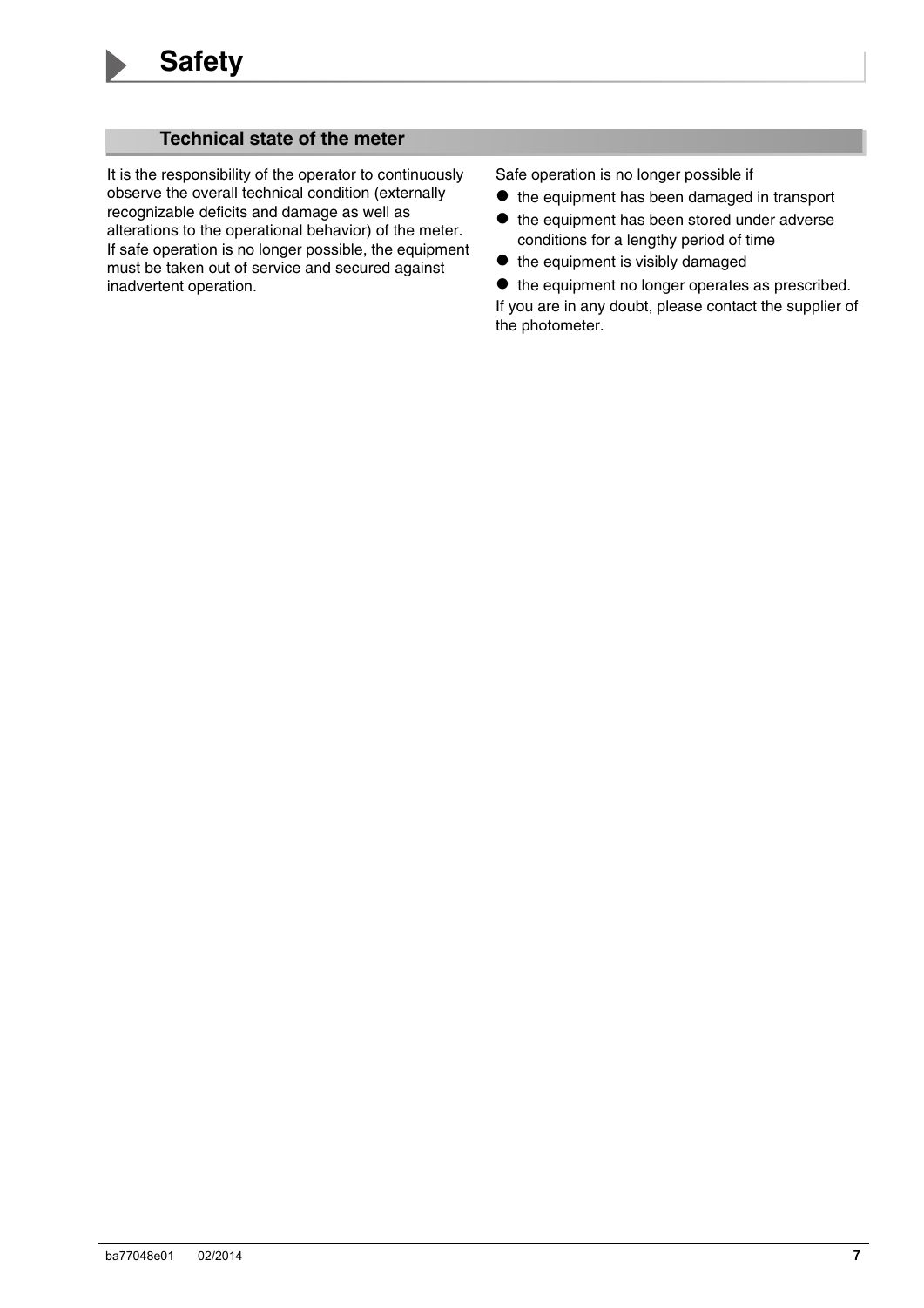# Safety

## Technical state of the meter

It is the responsibility of the operator to continuously observe the overall technical condition (externally recognizable deficits and damage as well as alterations to the operational behavior) of the meter. If safe operation is no longer possible, the equipment must be taken out of service and secured against inadvertent operation.

Safe operation is no longer possible if

- the equipment has been damaged in transport
- the equipment has been stored under adverse conditions for a lengthy period of time
- the equipment is visibly damaged
- the equipment no longer operates as prescribed.

If you are in any doubt, please contact the supplier of the photometer.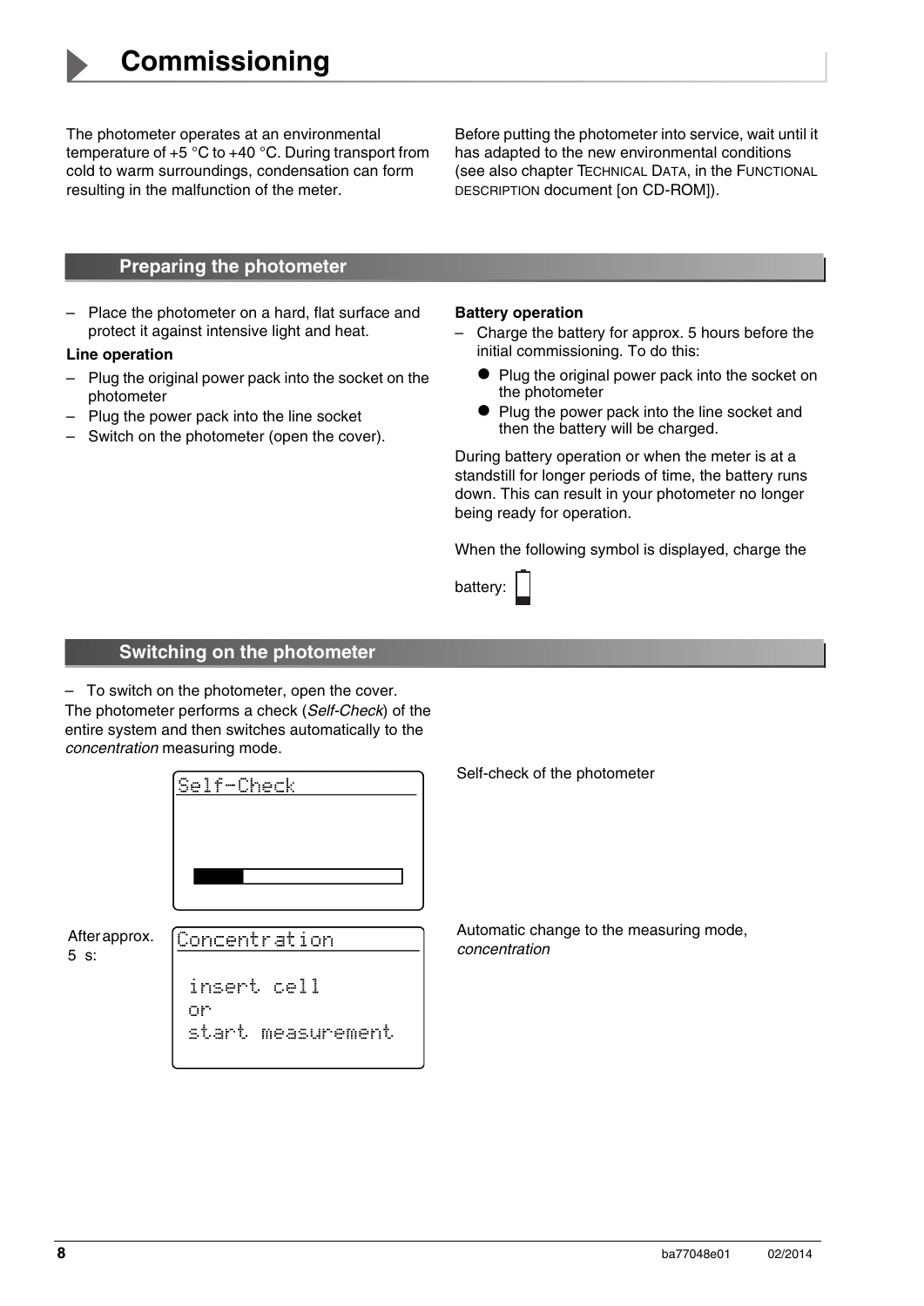# Commissioning

The photometer operates at an environmental temperature of +5 °C to +40 °C. During transport from cold to warm surroundings, condensation can form resulting in the malfunction of the meter.

Before putting the photometer into service, wait until it has adapted to the new environmental conditions (see also chapter TECHNICAL DATA, in the FUNCTIONAL DESCRIPTION document [on CD-ROM]).

## Preparing the photometer

– Place the photometer on a hard, flat surface and protect it against intensive light and heat.

**Line operation**

– Plug the original power pack into the socket on the photometer
– Plug the power pack into the line socket
– Switch on the photometer (open the cover).

**Battery operation**

– Charge the battery for approx. 5 hours before the initial commissioning. To do this:
  - Plug the original power pack into the socket on the photometer
  - Plug the power pack into the line socket and then the battery will be charged.

During battery operation or when the meter is at a standstill for longer periods of time, the battery runs down. This can result in your photometer no longer being ready for operation.

When the following symbol is displayed, charge the battery:

## Switching on the photometer

– To switch on the photometer, open the cover.

The photometer performs a check (*Self-Check*) of the entire system and then switches automatically to the *concentration* measuring mode.

```
Self-Check
```

Self-check of the photometer

After approx. 5 s:

```
Concentration

insert cell
or
start measurement
```

Automatic change to the measuring mode, *concentration*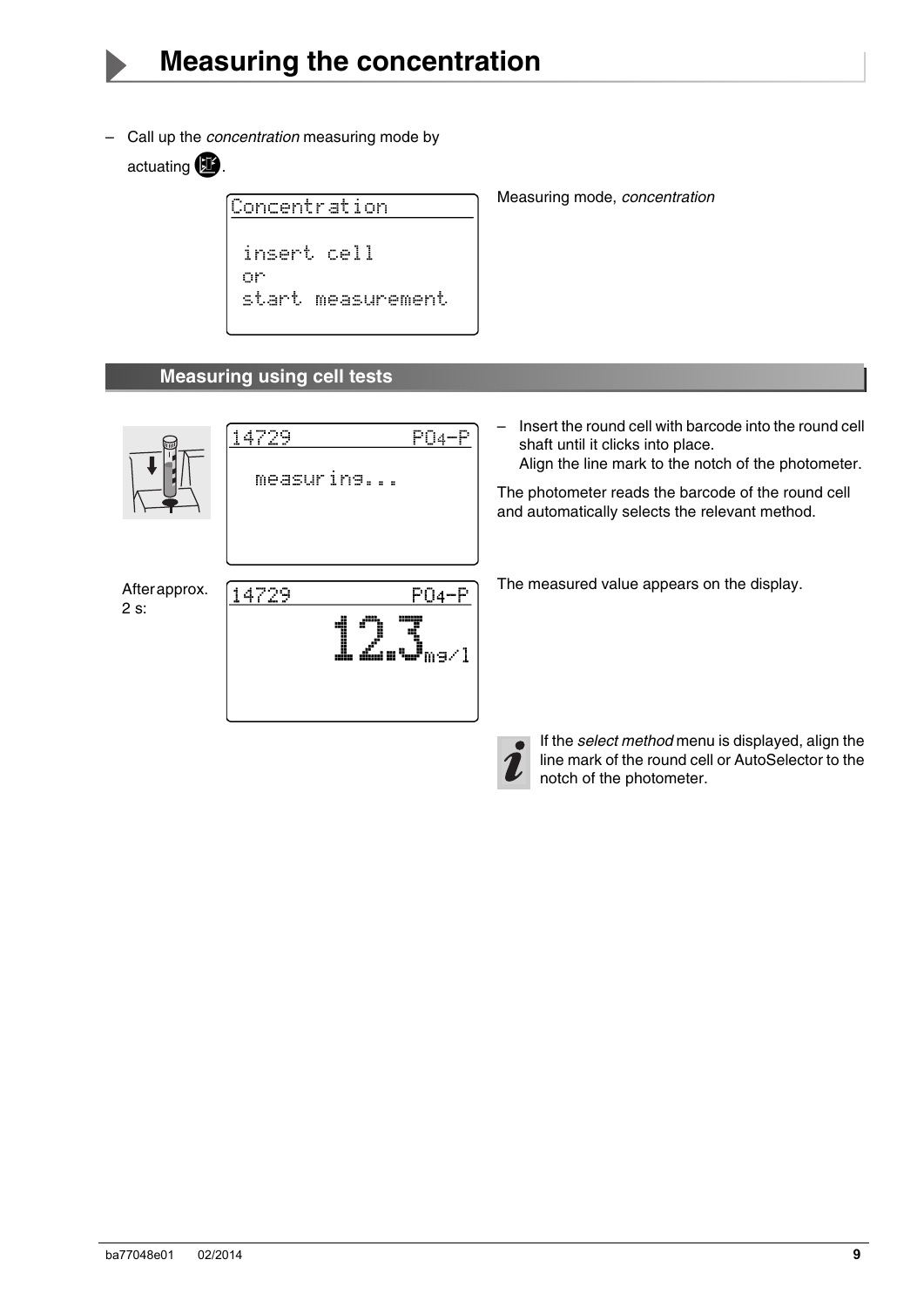# Measuring the concentration

– Call up the *concentration* measuring mode by actuating .

```
Concentration

 insert cell
 or
 start measurement
```

Measuring mode, *concentration*

## Measuring using cell tests

```
14729             PO4-P

  measuring...
```

– Insert the round cell with barcode into the round cell shaft until it clicks into place.
  Align the line mark to the notch of the photometer.

The photometer reads the barcode of the round cell and automatically selects the relevant method.

After approx. 2 s:

```
14729             PO4-P
              12.3 mg/l
```

The measured value appears on the display.

If the *select method* menu is displayed, align the line mark of the round cell or AutoSelector to the notch of the photometer.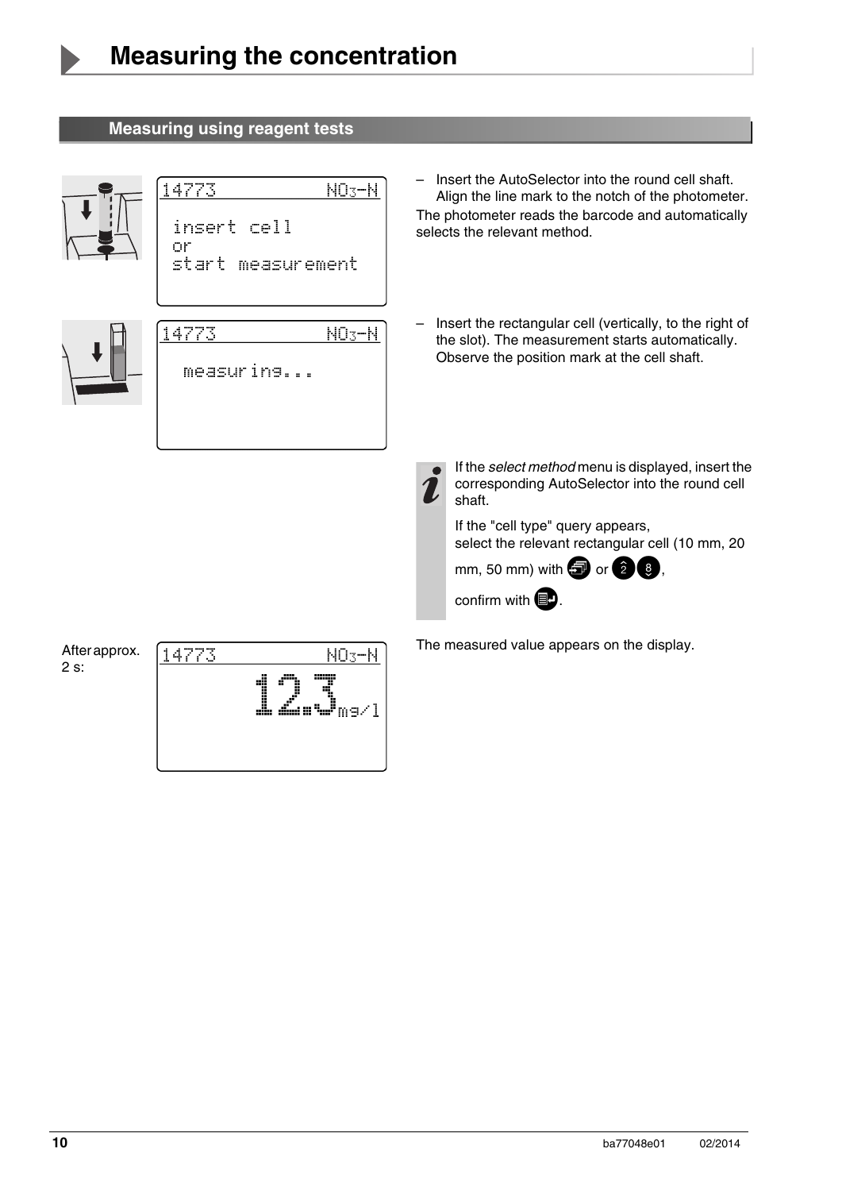# Measuring the concentration

## Measuring using reagent tests

```
14773              NO3-N

 insert cell
 or
 start measurement
```

– Insert the AutoSelector into the round cell shaft. Align the line mark to the notch of the photometer.

The photometer reads the barcode and automatically selects the relevant method.

```
14773              NO3-N

  measuring...
```

– Insert the rectangular cell (vertically, to the right of the slot). The measurement starts automatically. Observe the position mark at the cell shaft.

> If the *select method* menu is displayed, insert the corresponding AutoSelector into the round cell shaft.
>
> If the "cell type" query appears, select the relevant rectangular cell (10 mm, 20 mm, 50 mm) with [menu key] or [2] [8], confirm with [enter key].

After approx. 2 s:

```
14773              NO3-N
              12.3 mg/l
```

The measured value appears on the display.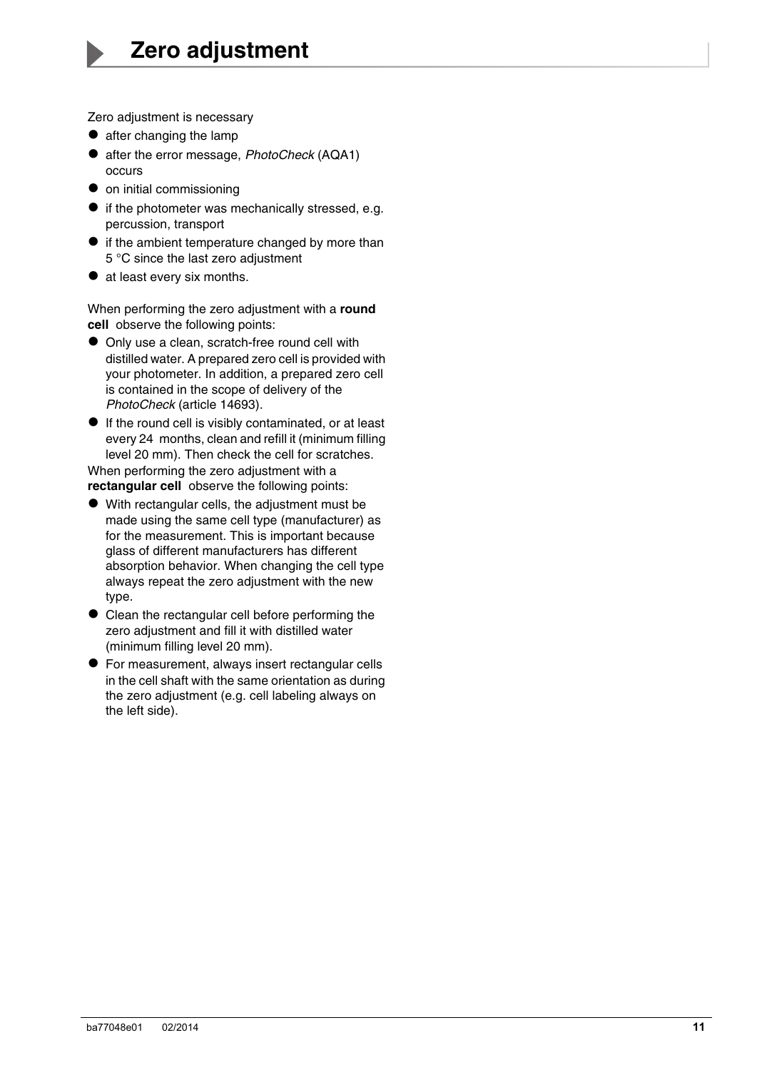# Zero adjustment

Zero adjustment is necessary

- after changing the lamp
- after the error message, *PhotoCheck* (AQA1) occurs
- on initial commissioning
- if the photometer was mechanically stressed, e.g. percussion, transport
- if the ambient temperature changed by more than 5 °C since the last zero adjustment
- at least every six months.

When performing the zero adjustment with a **round cell** observe the following points:

- Only use a clean, scratch-free round cell with distilled water. A prepared zero cell is provided with your photometer. In addition, a prepared zero cell is contained in the scope of delivery of the *PhotoCheck* (article 14693).
- If the round cell is visibly contaminated, or at least every 24 months, clean and refill it (minimum filling level 20 mm). Then check the cell for scratches.

When performing the zero adjustment with a **rectangular cell** observe the following points:

- With rectangular cells, the adjustment must be made using the same cell type (manufacturer) as for the measurement. This is important because glass of different manufacturers has different absorption behavior. When changing the cell type always repeat the zero adjustment with the new type.
- Clean the rectangular cell before performing the zero adjustment and fill it with distilled water (minimum filling level 20 mm).
- For measurement, always insert rectangular cells in the cell shaft with the same orientation as during the zero adjustment (e.g. cell labeling always on the left side).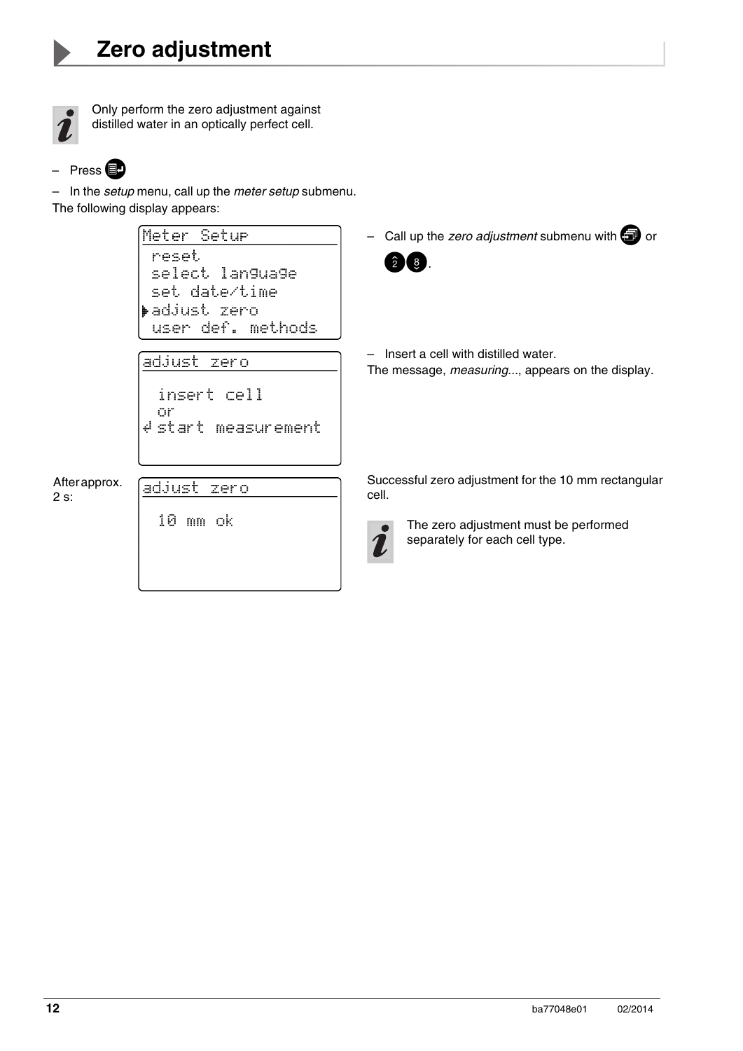# Zero adjustment

Only perform the zero adjustment against distilled water in an optically perfect cell.

– Press [key]

– In the *setup* menu, call up the *meter setup* submenu.

The following display appears:

```
Meter Setup
 reset
 select language
 set date/time
▶adjust zero
 user def. methods
```

– Call up the *zero adjustment* submenu with [key] or [2] [8].

```
adjust zero

  insert cell
  or
↲ start measurement
```

– Insert a cell with distilled water.

The message, *measuring...*, appears on the display.

After approx. 2 s:

```
adjust zero

  10 mm ok
```

Successful zero adjustment for the 10 mm rectangular cell.

The zero adjustment must be performed separately for each cell type.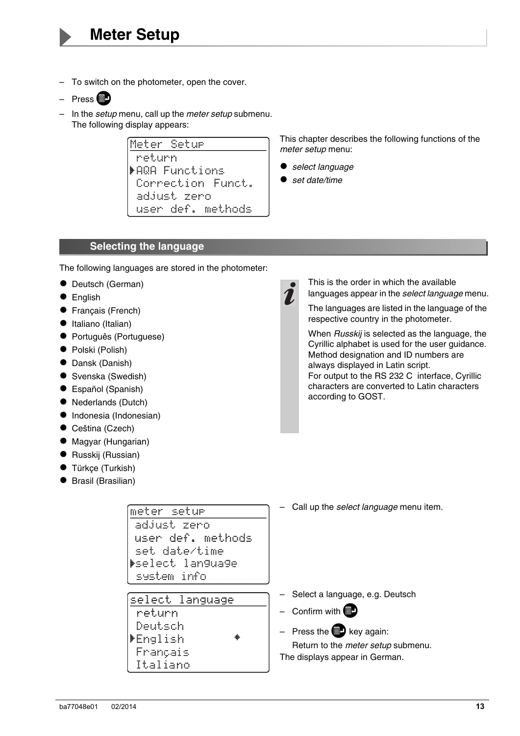# Meter Setup

– To switch on the photometer, open the cover.

– Press [key]

– In the *setup* menu, call up the *meter setup* submenu.
  The following display appears:

```
Meter Setup
 return
▶AQA Functions
 Correction Funct.
 adjust zero
 user def. methods
```

This chapter describes the following functions of the *meter setup* menu:

- *select language*
- *set date/time*

## Selecting the language

The following languages are stored in the photometer:

- Deutsch (German)
- English
- Français (French)
- Italiano (Italian)
- Português (Portuguese)
- Polski (Polish)
- Dansk (Danish)
- Svenska (Swedish)
- Español (Spanish)
- Nederlands (Dutch)
- Indonesia (Indonesian)
- Ceština (Czech)
- Magyar (Hungarian)
- Russkij (Russian)
- Türkçe (Turkish)
- Brasil (Brasilian)

> This is the order in which the available languages appear in the *select language* menu.
>
> The languages are listed in the language of the respective country in the photometer.
>
> When *Russkij* is selected as the language, the Cyrillic alphabet is used for the user guidance. Method designation and ID numbers are always displayed in Latin script.
> For output to the RS 232 C interface, Cyrillic characters are converted to Latin characters according to GOST.

```
meter setup
 adjust zero
 user def. methods
 set date/time
▶select language
 system info
```

– Call up the *select language* menu item.

```
select language
 return
 Deutsch
▶English        ◆
 Français
 Italiano
```

– Select a language, e.g. Deutsch

– Confirm with [key]

– Press the [key] key again:
  Return to the *meter setup* submenu.

The displays appear in German.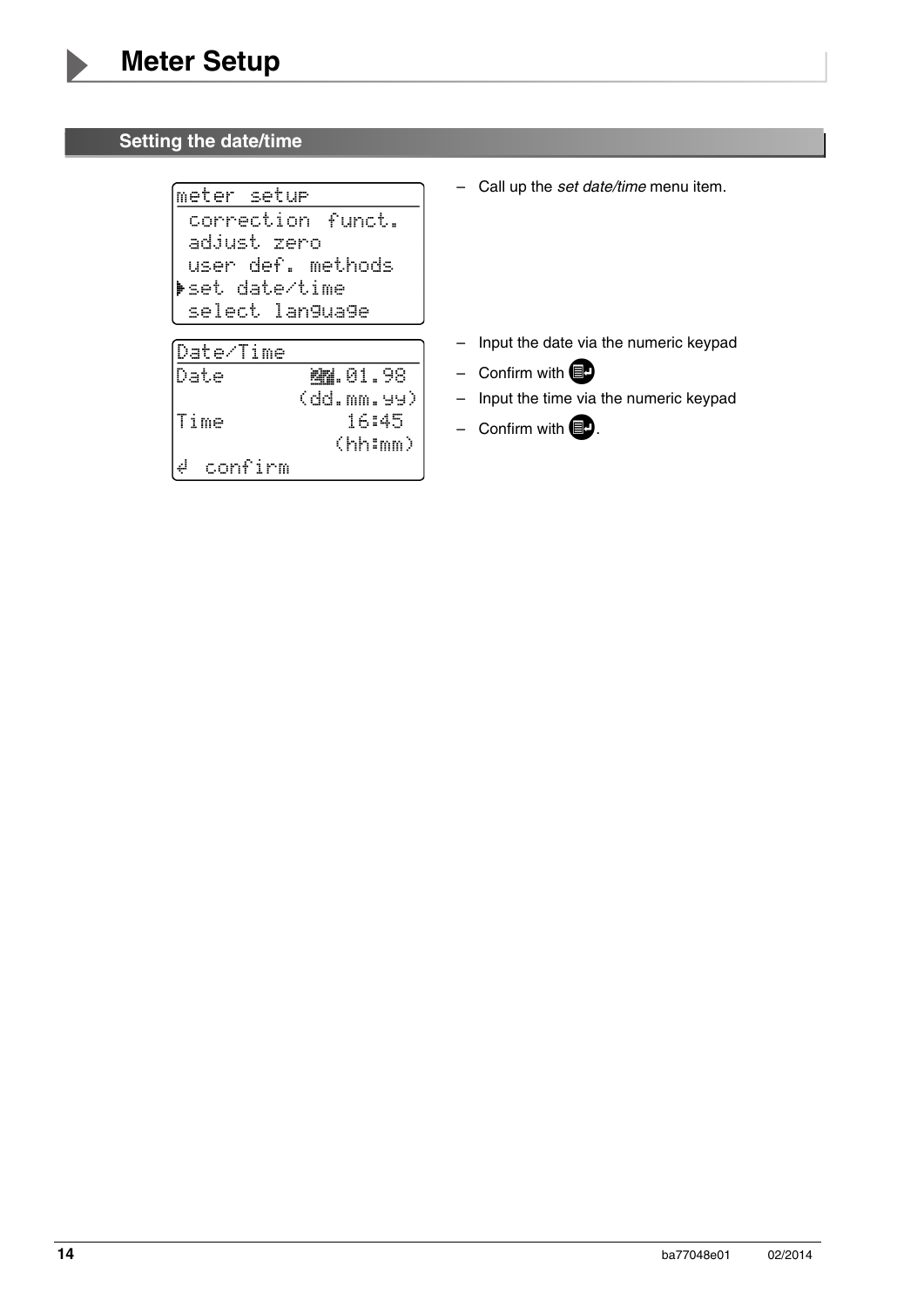# Meter Setup

## Setting the date/time

```
meter setup
 correction funct.
 adjust zero
 user def. methods
▶set date/time
 select language
```

– Call up the *set date/time* menu item.

```
Date/Time
Date        ██.01.98
           (dd.mm.yy)
Time           16:45
             (hh:mm)
↵ confirm
```

– Input the date via the numeric keypad

– Confirm with ↵

– Input the time via the numeric keypad

– Confirm with ↵.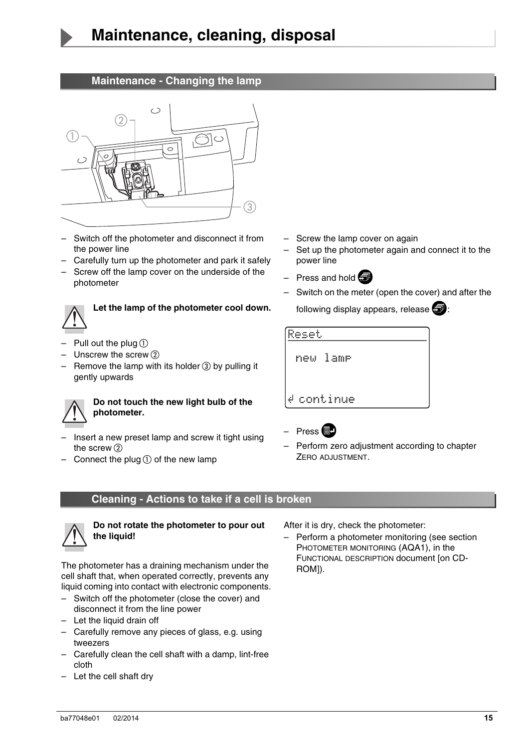# Maintenance, cleaning, disposal

## Maintenance - Changing the lamp

- Switch off the photometer and disconnect it from the power line
- Carefully turn up the photometer and park it safely
- Screw off the lamp cover on the underside of the photometer

**Let the lamp of the photometer cool down.**

- Pull out the plug ①
- Unscrew the screw ②
- Remove the lamp with its holder ③ by pulling it gently upwards

**Do not touch the new light bulb of the photometer.**

- Insert a new preset lamp and screw it tight using the screw ②
- Connect the plug ① of the new lamp
- Screw the lamp cover on again
- Set up the photometer again and connect it to the power line
- Press and hold
- Switch on the meter (open the cover) and after the following display appears, release :

```
Reset

 new lamp


↵ continue
```

- Press
- Perform zero adjustment according to chapter ZERO ADJUSTMENT.

## Cleaning - Actions to take if a cell is broken

**Do not rotate the photometer to pour out the liquid!**

The photometer has a draining mechanism under the cell shaft that, when operated correctly, prevents any liquid coming into contact with electronic components.

- Switch off the photometer (close the cover) and disconnect it from the line power
- Let the liquid drain off
- Carefully remove any pieces of glass, e.g. using tweezers
- Carefully clean the cell shaft with a damp, lint-free cloth
- Let the cell shaft dry

After it is dry, check the photometer:

- Perform a photometer monitoring (see section PHOTOMETER MONITORING (AQA1), in the FUNCTIONAL DESCRIPTION document [on CD-ROM]).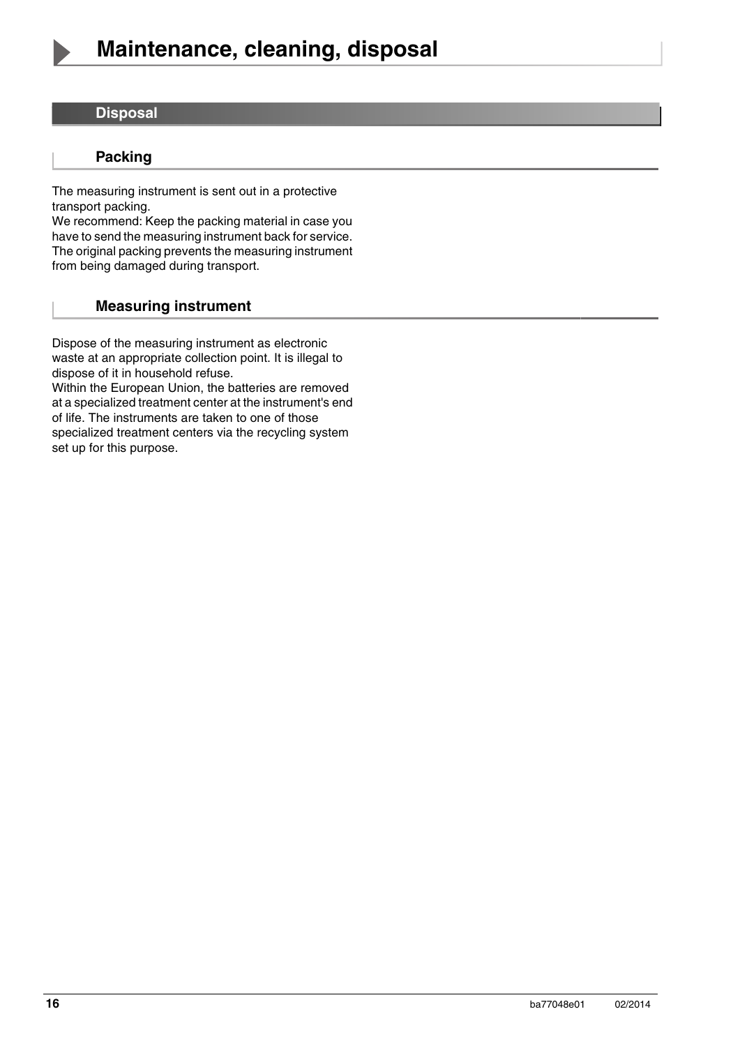# Maintenance, cleaning, disposal

## Disposal

### Packing

The measuring instrument is sent out in a protective transport packing.
We recommend: Keep the packing material in case you have to send the measuring instrument back for service. The original packing prevents the measuring instrument from being damaged during transport.

### Measuring instrument

Dispose of the measuring instrument as electronic waste at an appropriate collection point. It is illegal to dispose of it in household refuse.
Within the European Union, the batteries are removed at a specialized treatment center at the instrument's end of life. The instruments are taken to one of those specialized treatment centers via the recycling system set up for this purpose.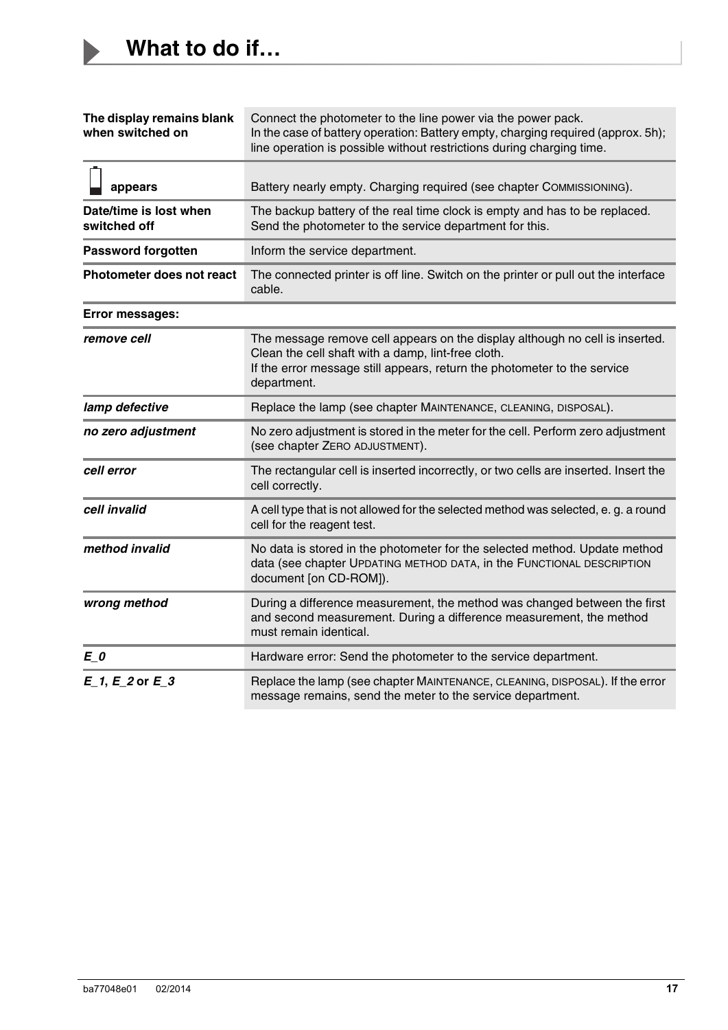# What to do if…

| | |
|---|---|
| **The display remains blank when switched on** | Connect the photometer to the line power via the power pack.<br>In the case of battery operation: Battery empty, charging required (approx. 5h); line operation is possible without restrictions during charging time. |
| **appears** | Battery nearly empty. Charging required (see chapter COMMISSIONING). |
| **Date/time is lost when switched off** | The backup battery of the real time clock is empty and has to be replaced. Send the photometer to the service department for this. |
| **Password forgotten** | Inform the service department. |
| **Photometer does not react** | The connected printer is off line. Switch on the printer or pull out the interface cable. |
| **Error messages:** | |
| ***remove cell*** | The message remove cell appears on the display although no cell is inserted. Clean the cell shaft with a damp, lint-free cloth.<br>If the error message still appears, return the photometer to the service department. |
| ***lamp defective*** | Replace the lamp (see chapter MAINTENANCE, CLEANING, DISPOSAL). |
| ***no zero adjustment*** | No zero adjustment is stored in the meter for the cell. Perform zero adjustment (see chapter ZERO ADJUSTMENT). |
| ***cell error*** | The rectangular cell is inserted incorrectly, or two cells are inserted. Insert the cell correctly. |
| ***cell invalid*** | A cell type that is not allowed for the selected method was selected, e. g. a round cell for the reagent test. |
| ***method invalid*** | No data is stored in the photometer for the selected method. Update method data (see chapter UPDATING METHOD DATA, in the FUNCTIONAL DESCRIPTION document [on CD-ROM]). |
| ***wrong method*** | During a difference measurement, the method was changed between the first and second measurement. During a difference measurement, the method must remain identical. |
| ***E_0*** | Hardware error: Send the photometer to the service department. |
| ***E_1*, *E_2* or *E_3*** | Replace the lamp (see chapter MAINTENANCE, CLEANING, DISPOSAL). If the error message remains, send the meter to the service department. |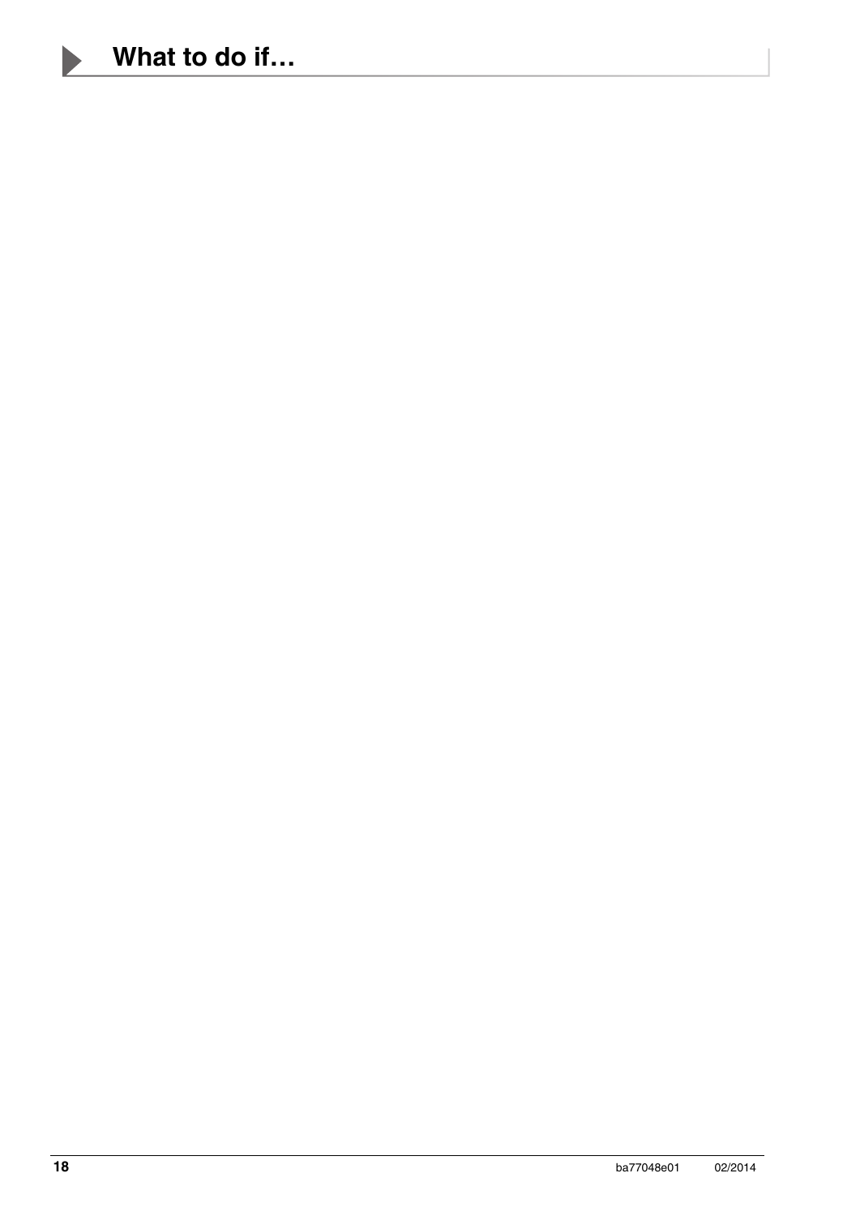# What to do if…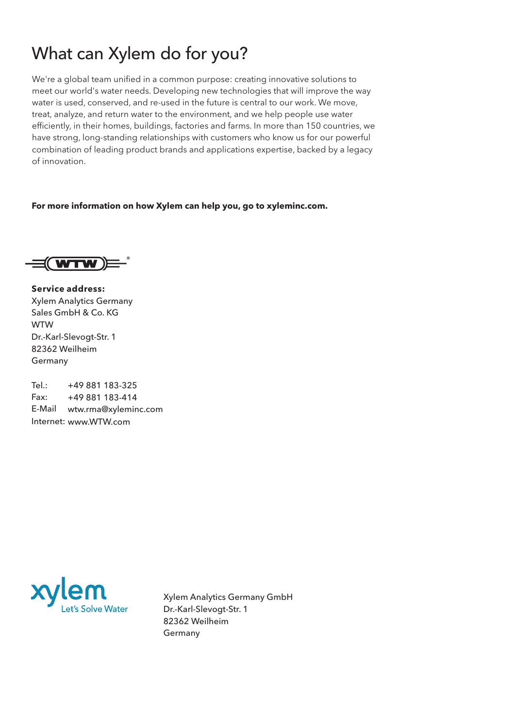# What can Xylem do for you?

We're a global team unified in a common purpose: creating innovative solutions to meet our world's water needs. Developing new technologies that will improve the way water is used, conserved, and re-used in the future is central to our work. We move, treat, analyze, and return water to the environment, and we help people use water efficiently, in their homes, buildings, factories and farms. In more than 150 countries, we have strong, long-standing relationships with customers who know us for our powerful combination of leading product brands and applications expertise, backed by a legacy of innovation.

**For more information on how Xylem can help you, go to xyleminc.com.**

**Service address:**
Xylem Analytics Germany
Sales GmbH & Co. KG
WTW
Dr.-Karl-Slevogt-Str. 1
82362 Weilheim
Germany

Tel.: +49 881 183-325
Fax: +49 881 183-414
E-Mail wtw.rma@xyleminc.com
Internet: www.WTW.com

Xylem Analytics Germany GmbH
Dr.-Karl-Slevogt-Str. 1
82362 Weilheim
Germany